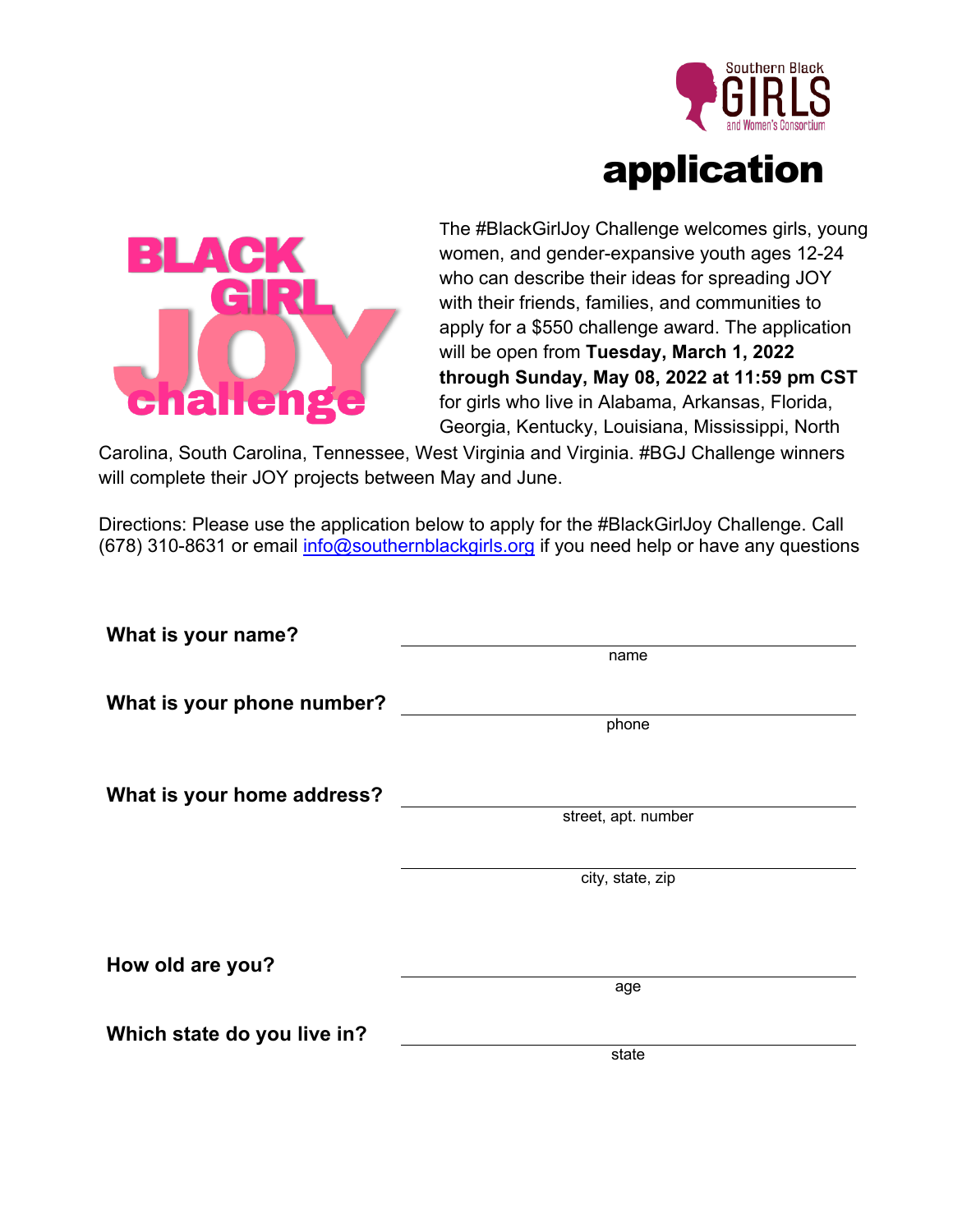Southern Black GIRLS and Women's Consortium

# application

BLACK GIRL JOY challenge

The #BlackGirlJoy Challenge welcomes girls, young women, and gender-expansive youth ages 12-24 who can describe their ideas for spreading JOY with their friends, families, and communities to apply for a $550 challenge award. The application will be open from **Tuesday, March 1, 2022 through Sunday, May 08, 2022 at 11:59 pm CST** for girls who live in Alabama, Arkansas, Florida, Georgia, Kentucky, Louisiana, Mississippi, North Carolina, South Carolina, Tennessee, West Virginia and Virginia. #BGJ Challenge winners will complete their JOY projects between May and June.

Directions: Please use the application below to apply for the #BlackGirlJoy Challenge. Call (678) 310-8631 or email [info@southernblackgirls.org](mailto:info@southernblackgirls.org) if you need help or have any questions

**What is your name?** ______________________________
name

**What is your phone number?** ______________________________
phone

**What is your home address?** ______________________________
street, apt. number

______________________________
city, state, zip

**How old are you?** ______________________________
age

**Which state do you live in?** ______________________________
state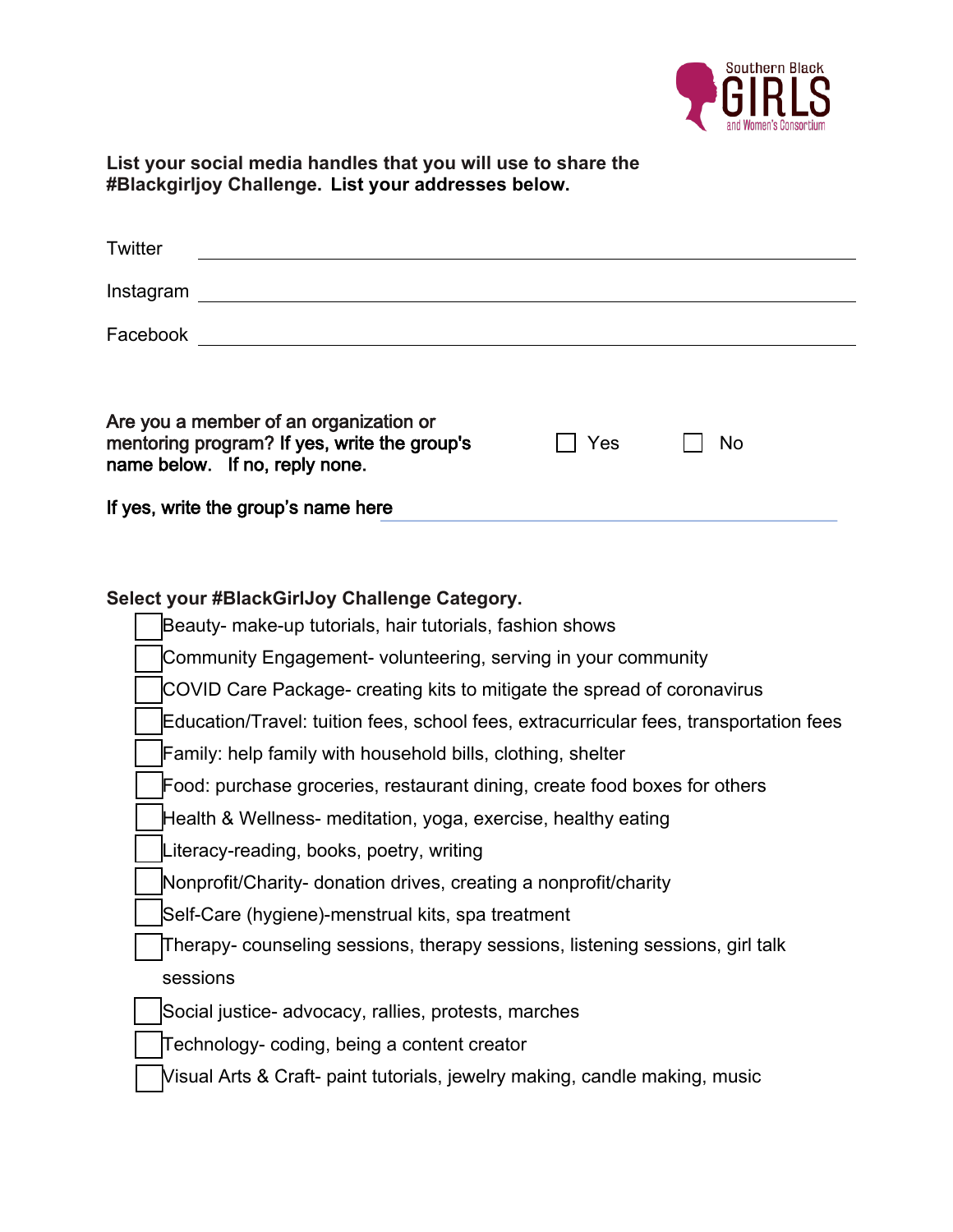**List your social media handles that you will use to share the #Blackgirljoy Challenge. List your addresses below.**

Twitter ______________________________

Instagram ______________________________

Facebook ______________________________

**Are you a member of an organization or mentoring program? If yes, write the group's name below. If no, reply none.**

☐ Yes ☐ No

**If yes, write the group's name here** ______________________________

**Select your #BlackGirlJoy Challenge Category.**

- ☐ Beauty- make-up tutorials, hair tutorials, fashion shows
- ☐ Community Engagement- volunteering, serving in your community
- ☐ COVID Care Package- creating kits to mitigate the spread of coronavirus
- ☐ Education/Travel: tuition fees, school fees, extracurricular fees, transportation fees
- ☐ Family: help family with household bills, clothing, shelter
- ☐ Food: purchase groceries, restaurant dining, create food boxes for others
- ☐ Health & Wellness- meditation, yoga, exercise, healthy eating
- ☐ Literacy-reading, books, poetry, writing
- ☐ Nonprofit/Charity- donation drives, creating a nonprofit/charity
- ☐ Self-Care (hygiene)-menstrual kits, spa treatment
- ☐ Therapy- counseling sessions, therapy sessions, listening sessions, girl talk sessions
- ☐ Social justice- advocacy, rallies, protests, marches
- ☐ Technology- coding, being a content creator
- ☐ Visual Arts & Craft- paint tutorials, jewelry making, candle making, music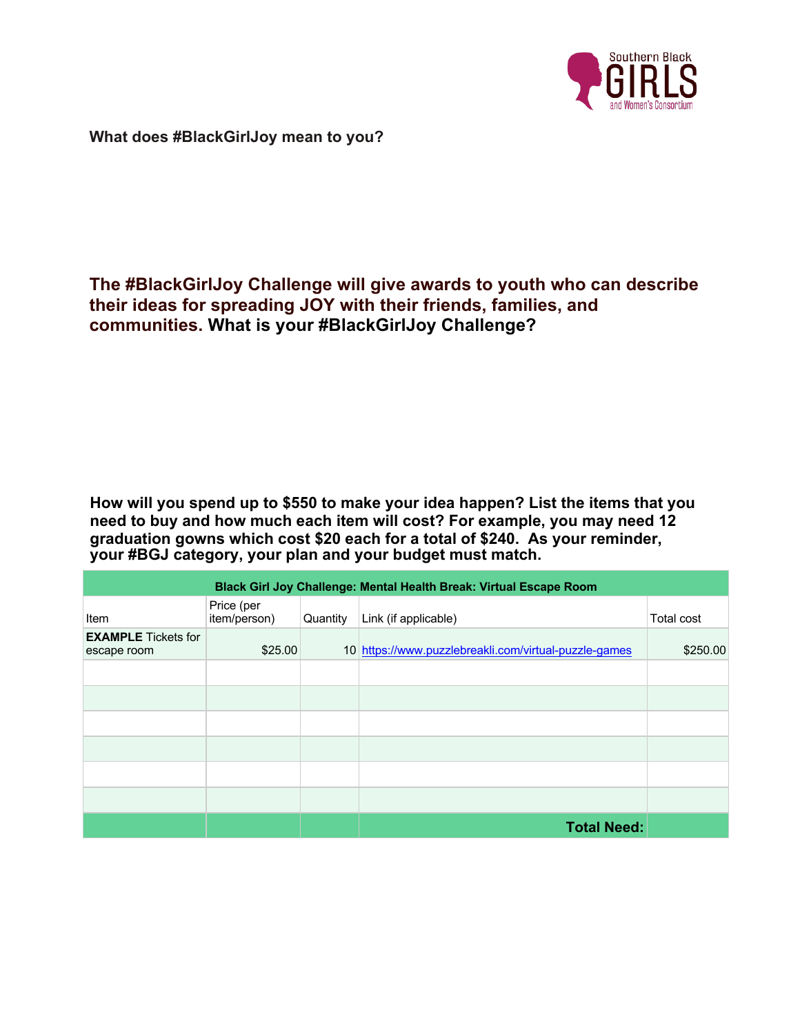**What does #BlackGirlJoy mean to you?**

**The #BlackGirlJoy Challenge will give awards to youth who can describe their ideas for spreading JOY with their friends, families, and communities. What is your #BlackGirlJoy Challenge?**

**How will you spend up to $550 to make your idea happen? List the items that you need to buy and how much each item will cost? For example, you may need 12 graduation gowns which cost $20 each for a total of $240. As your reminder, your #BGJ category, your plan and your budget must match.**

| **Black Girl Joy Challenge: Mental Health Break: Virtual Escape Room** | | | | |
|---|---|---|---|---|
| Item | Price (per item/person) | Quantity | Link (if applicable) | Total cost |
| **EXAMPLE** Tickets for escape room | $25.00 | 10 | https://www.puzzlebreakli.com/virtual-puzzle-games | $250.00 |
| | | | | |
| | | | | |
| | | | | |
| | | | | |
| | | | | |
| | | | | |
| | | | **Total Need:** | |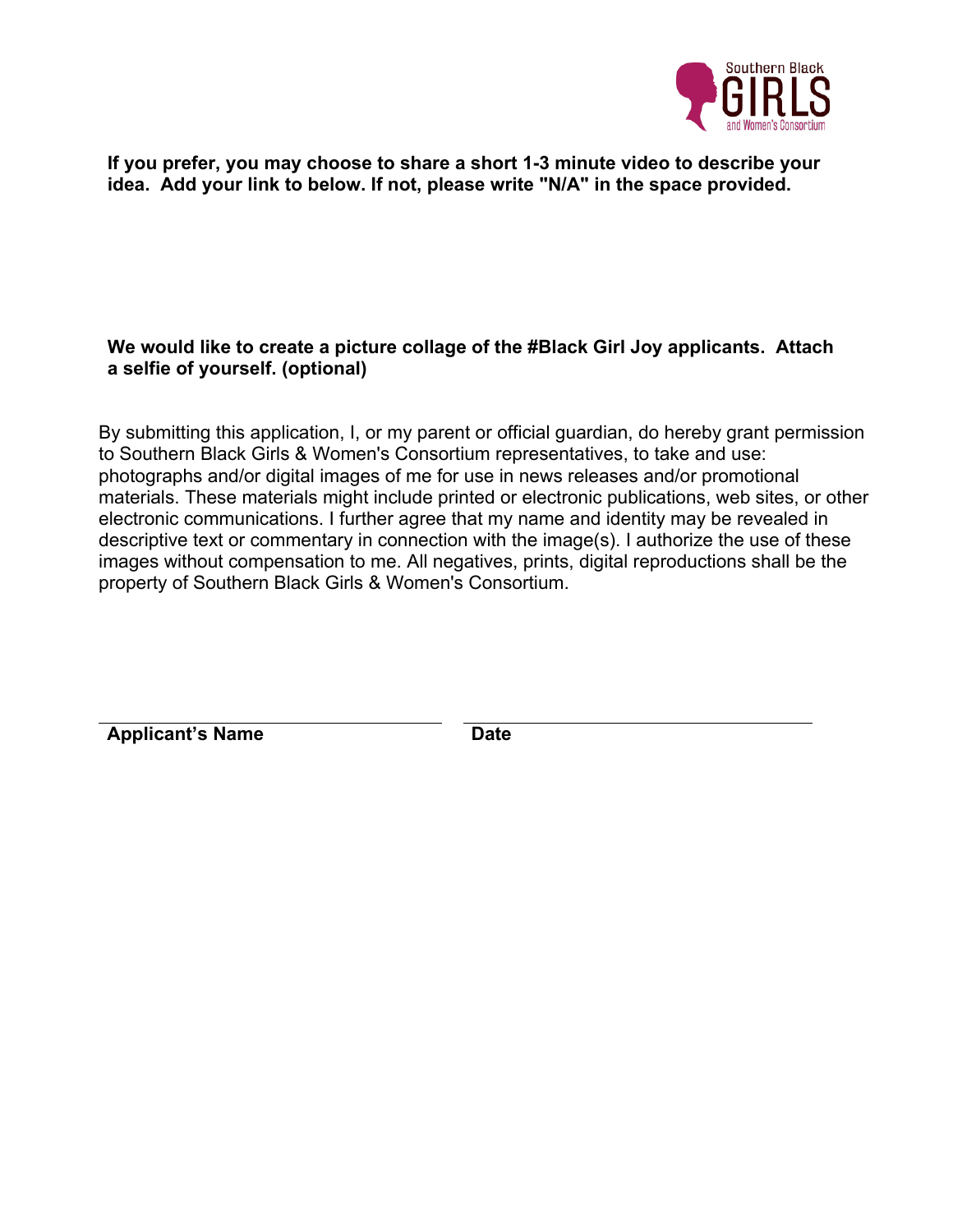**If you prefer, you may choose to share a short 1-3 minute video to describe your idea. Add your link to below. If not, please write "N/A" in the space provided.**

**We would like to create a picture collage of the #Black Girl Joy applicants. Attach a selfie of yourself. (optional)**

By submitting this application, I, or my parent or official guardian, do hereby grant permission to Southern Black Girls & Women's Consortium representatives, to take and use: photographs and/or digital images of me for use in news releases and/or promotional materials. These materials might include printed or electronic publications, web sites, or other electronic communications. I further agree that my name and identity may be revealed in descriptive text or commentary in connection with the image(s). I authorize the use of these images without compensation to me. All negatives, prints, digital reproductions shall be the property of Southern Black Girls & Women's Consortium.

______________________________ ______________________________

**Applicant's Name** **Date**